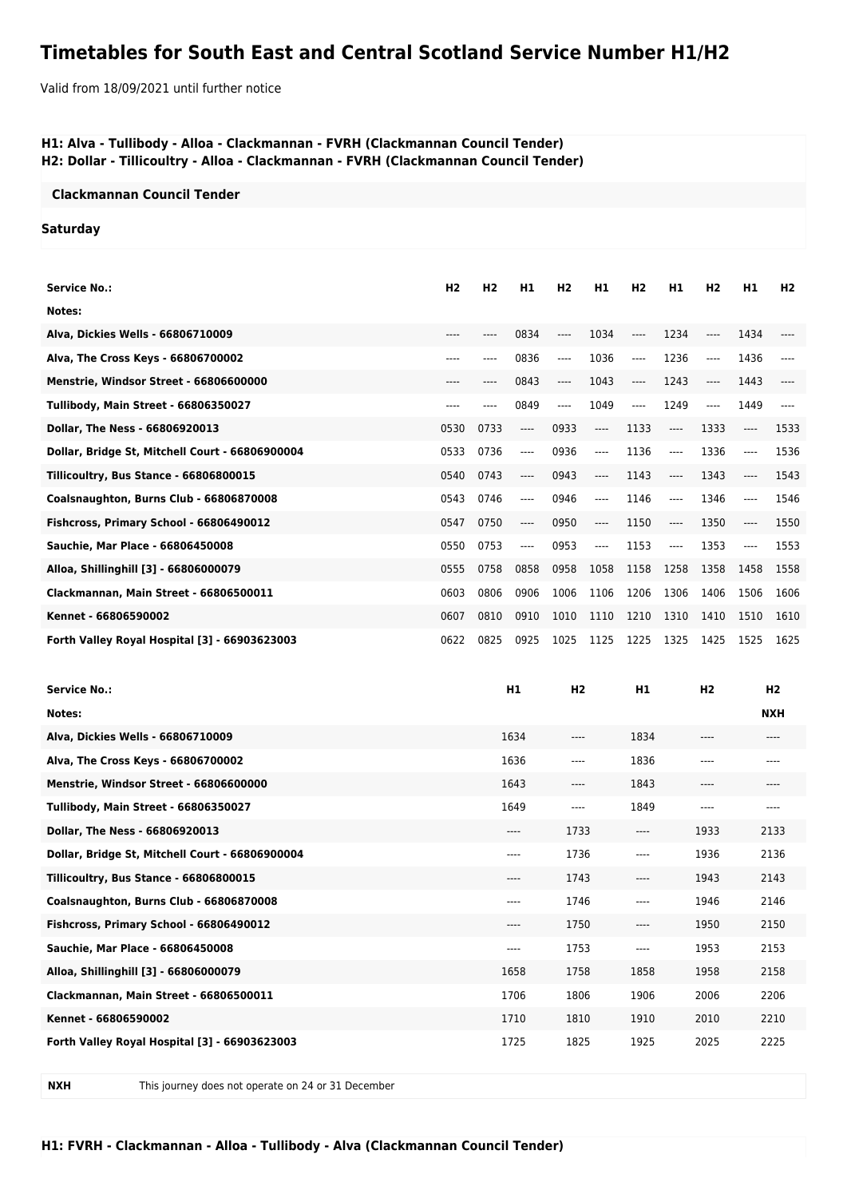# Timetables for South East and Central Scotland Service Number H1/H2

Valid from 18/09/2021 until further notice

**H1: Alva - Tullibody - Alloa - Clackmannan - FVRH (Clackmannan Council Tender)**
**H2: Dollar - Tillicoultry - Alloa - Clackmannan - FVRH (Clackmannan Council Tender)**

**Clackmannan Council Tender**

**Saturday**

| Service No.: | H2 | H2 | H1 | H2 | H1 | H2 | H1 | H2 | H1 | H2 |
|---|---|---|---|---|---|---|---|---|---|---|
| Notes: | | | | | | | | | | |
| Alva, Dickies Wells - 66806710009 | ---- | ---- | 0834 | ---- | 1034 | ---- | 1234 | ---- | 1434 | ---- |
| Alva, The Cross Keys - 66806700002 | ---- | ---- | 0836 | ---- | 1036 | ---- | 1236 | ---- | 1436 | ---- |
| Menstrie, Windsor Street - 66806600000 | ---- | ---- | 0843 | ---- | 1043 | ---- | 1243 | ---- | 1443 | ---- |
| Tullibody, Main Street - 66806350027 | ---- | ---- | 0849 | ---- | 1049 | ---- | 1249 | ---- | 1449 | ---- |
| Dollar, The Ness - 66806920013 | 0530 | 0733 | ---- | 0933 | ---- | 1133 | ---- | 1333 | ---- | 1533 |
| Dollar, Bridge St, Mitchell Court - 66806900004 | 0533 | 0736 | ---- | 0936 | ---- | 1136 | ---- | 1336 | ---- | 1536 |
| Tillicoultry, Bus Stance - 66806800015 | 0540 | 0743 | ---- | 0943 | ---- | 1143 | ---- | 1343 | ---- | 1543 |
| Coalsnaughton, Burns Club - 66806870008 | 0543 | 0746 | ---- | 0946 | ---- | 1146 | ---- | 1346 | ---- | 1546 |
| Fishcross, Primary School - 66806490012 | 0547 | 0750 | ---- | 0950 | ---- | 1150 | ---- | 1350 | ---- | 1550 |
| Sauchie, Mar Place - 66806450008 | 0550 | 0753 | ---- | 0953 | ---- | 1153 | ---- | 1353 | ---- | 1553 |
| Alloa, Shillinghill [3] - 66806000079 | 0555 | 0758 | 0858 | 0958 | 1058 | 1158 | 1258 | 1358 | 1458 | 1558 |
| Clackmannan, Main Street - 66806500011 | 0603 | 0806 | 0906 | 1006 | 1106 | 1206 | 1306 | 1406 | 1506 | 1606 |
| Kennet - 66806590002 | 0607 | 0810 | 0910 | 1010 | 1110 | 1210 | 1310 | 1410 | 1510 | 1610 |
| Forth Valley Royal Hospital [3] - 66903623003 | 0622 | 0825 | 0925 | 1025 | 1125 | 1225 | 1325 | 1425 | 1525 | 1625 |

| Service No.: | H1 | H2 | H1 | H2 | H2 |
|---|---|---|---|---|---|
| Notes: | | | | | NXH |
| Alva, Dickies Wells - 66806710009 | 1634 | ---- | 1834 | ---- | ---- |
| Alva, The Cross Keys - 66806700002 | 1636 | ---- | 1836 | ---- | ---- |
| Menstrie, Windsor Street - 66806600000 | 1643 | ---- | 1843 | ---- | ---- |
| Tullibody, Main Street - 66806350027 | 1649 | ---- | 1849 | ---- | ---- |
| Dollar, The Ness - 66806920013 | ---- | 1733 | ---- | 1933 | 2133 |
| Dollar, Bridge St, Mitchell Court - 66806900004 | ---- | 1736 | ---- | 1936 | 2136 |
| Tillicoultry, Bus Stance - 66806800015 | ---- | 1743 | ---- | 1943 | 2143 |
| Coalsnaughton, Burns Club - 66806870008 | ---- | 1746 | ---- | 1946 | 2146 |
| Fishcross, Primary School - 66806490012 | ---- | 1750 | ---- | 1950 | 2150 |
| Sauchie, Mar Place - 66806450008 | ---- | 1753 | ---- | 1953 | 2153 |
| Alloa, Shillinghill [3] - 66806000079 | 1658 | 1758 | 1858 | 1958 | 2158 |
| Clackmannan, Main Street - 66806500011 | 1706 | 1806 | 1906 | 2006 | 2206 |
| Kennet - 66806590002 | 1710 | 1810 | 1910 | 2010 | 2210 |
| Forth Valley Royal Hospital [3] - 66903623003 | 1725 | 1825 | 1925 | 2025 | 2225 |

| | |
|---|---|
| NXH | This journey does not operate on 24 or 31 December |

**H1: FVRH - Clackmannan - Alloa - Tullibody - Alva (Clackmannan Council Tender)**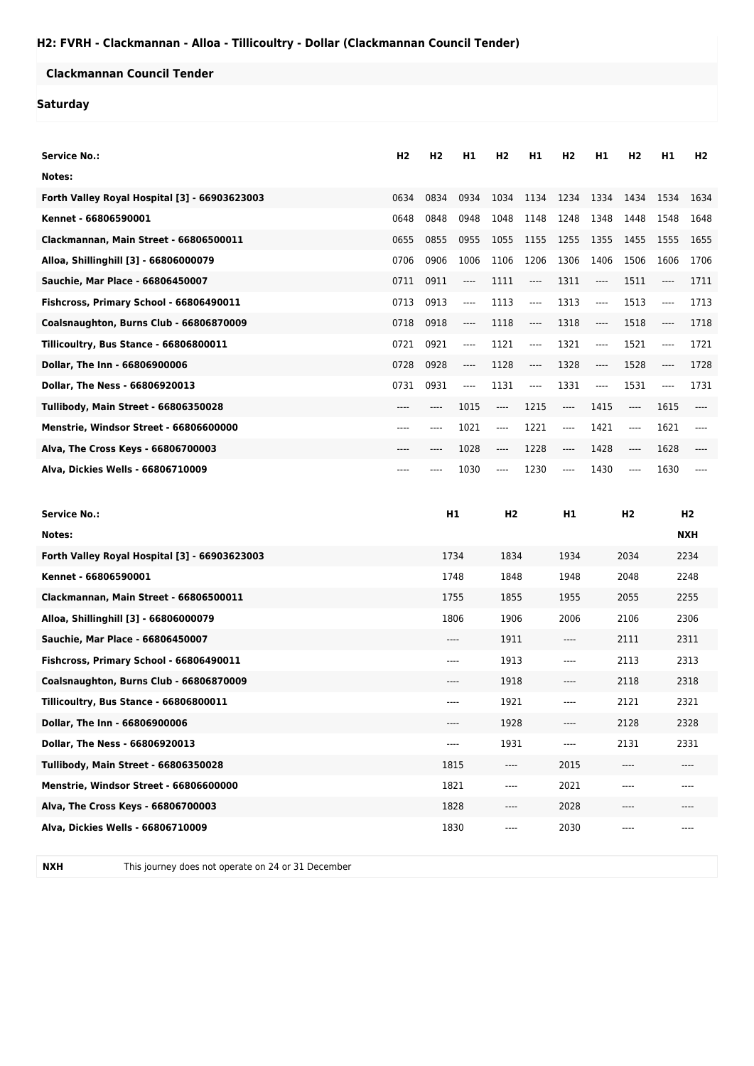## H2: FVRH - Clackmannan - Alloa - Tillicoultry - Dollar (Clackmannan Council Tender)

### Clackmannan Council Tender

### Saturday

| Service No.: | H2 | H2 | H1 | H2 | H1 | H2 | H1 | H2 | H1 | H2 |
|---|---|---|---|---|---|---|---|---|---|---|
| Notes: | | | | | | | | | | |
| Forth Valley Royal Hospital [3] - 66903623003 | 0634 | 0834 | 0934 | 1034 | 1134 | 1234 | 1334 | 1434 | 1534 | 1634 |
| Kennet - 66806590001 | 0648 | 0848 | 0948 | 1048 | 1148 | 1248 | 1348 | 1448 | 1548 | 1648 |
| Clackmannan, Main Street - 66806500011 | 0655 | 0855 | 0955 | 1055 | 1155 | 1255 | 1355 | 1455 | 1555 | 1655 |
| Alloa, Shillinghill [3] - 66806000079 | 0706 | 0906 | 1006 | 1106 | 1206 | 1306 | 1406 | 1506 | 1606 | 1706 |
| Sauchie, Mar Place - 66806450007 | 0711 | 0911 | ---- | 1111 | ---- | 1311 | ---- | 1511 | ---- | 1711 |
| Fishcross, Primary School - 66806490011 | 0713 | 0913 | ---- | 1113 | ---- | 1313 | ---- | 1513 | ---- | 1713 |
| Coalsnaughton, Burns Club - 66806870009 | 0718 | 0918 | ---- | 1118 | ---- | 1318 | ---- | 1518 | ---- | 1718 |
| Tillicoultry, Bus Stance - 66806800011 | 0721 | 0921 | ---- | 1121 | ---- | 1321 | ---- | 1521 | ---- | 1721 |
| Dollar, The Inn - 66806900006 | 0728 | 0928 | ---- | 1128 | ---- | 1328 | ---- | 1528 | ---- | 1728 |
| Dollar, The Ness - 66806920013 | 0731 | 0931 | ---- | 1131 | ---- | 1331 | ---- | 1531 | ---- | 1731 |
| Tullibody, Main Street - 66806350028 | ---- | ---- | 1015 | ---- | 1215 | ---- | 1415 | ---- | 1615 | ---- |
| Menstrie, Windsor Street - 66806600000 | ---- | ---- | 1021 | ---- | 1221 | ---- | 1421 | ---- | 1621 | ---- |
| Alva, The Cross Keys - 66806700003 | ---- | ---- | 1028 | ---- | 1228 | ---- | 1428 | ---- | 1628 | ---- |
| Alva, Dickies Wells - 66806710009 | ---- | ---- | 1030 | ---- | 1230 | ---- | 1430 | ---- | 1630 | ---- |

| Service No.: | H1 | H2 | H1 | H2 | H2 |
|---|---|---|---|---|---|
| Notes: | | | | | NXH |
| Forth Valley Royal Hospital [3] - 66903623003 | 1734 | 1834 | 1934 | 2034 | 2234 |
| Kennet - 66806590001 | 1748 | 1848 | 1948 | 2048 | 2248 |
| Clackmannan, Main Street - 66806500011 | 1755 | 1855 | 1955 | 2055 | 2255 |
| Alloa, Shillinghill [3] - 66806000079 | 1806 | 1906 | 2006 | 2106 | 2306 |
| Sauchie, Mar Place - 66806450007 | ---- | 1911 | ---- | 2111 | 2311 |
| Fishcross, Primary School - 66806490011 | ---- | 1913 | ---- | 2113 | 2313 |
| Coalsnaughton, Burns Club - 66806870009 | ---- | 1918 | ---- | 2118 | 2318 |
| Tillicoultry, Bus Stance - 66806800011 | ---- | 1921 | ---- | 2121 | 2321 |
| Dollar, The Inn - 66806900006 | ---- | 1928 | ---- | 2128 | 2328 |
| Dollar, The Ness - 66806920013 | ---- | 1931 | ---- | 2131 | 2331 |
| Tullibody, Main Street - 66806350028 | 1815 | ---- | 2015 | ---- | ---- |
| Menstrie, Windsor Street - 66806600000 | 1821 | ---- | 2021 | ---- | ---- |
| Alva, The Cross Keys - 66806700003 | 1828 | ---- | 2028 | ---- | ---- |
| Alva, Dickies Wells - 66806710009 | 1830 | ---- | 2030 | ---- | ---- |

| | |
|---|---|
| NXH | This journey does not operate on 24 or 31 December |